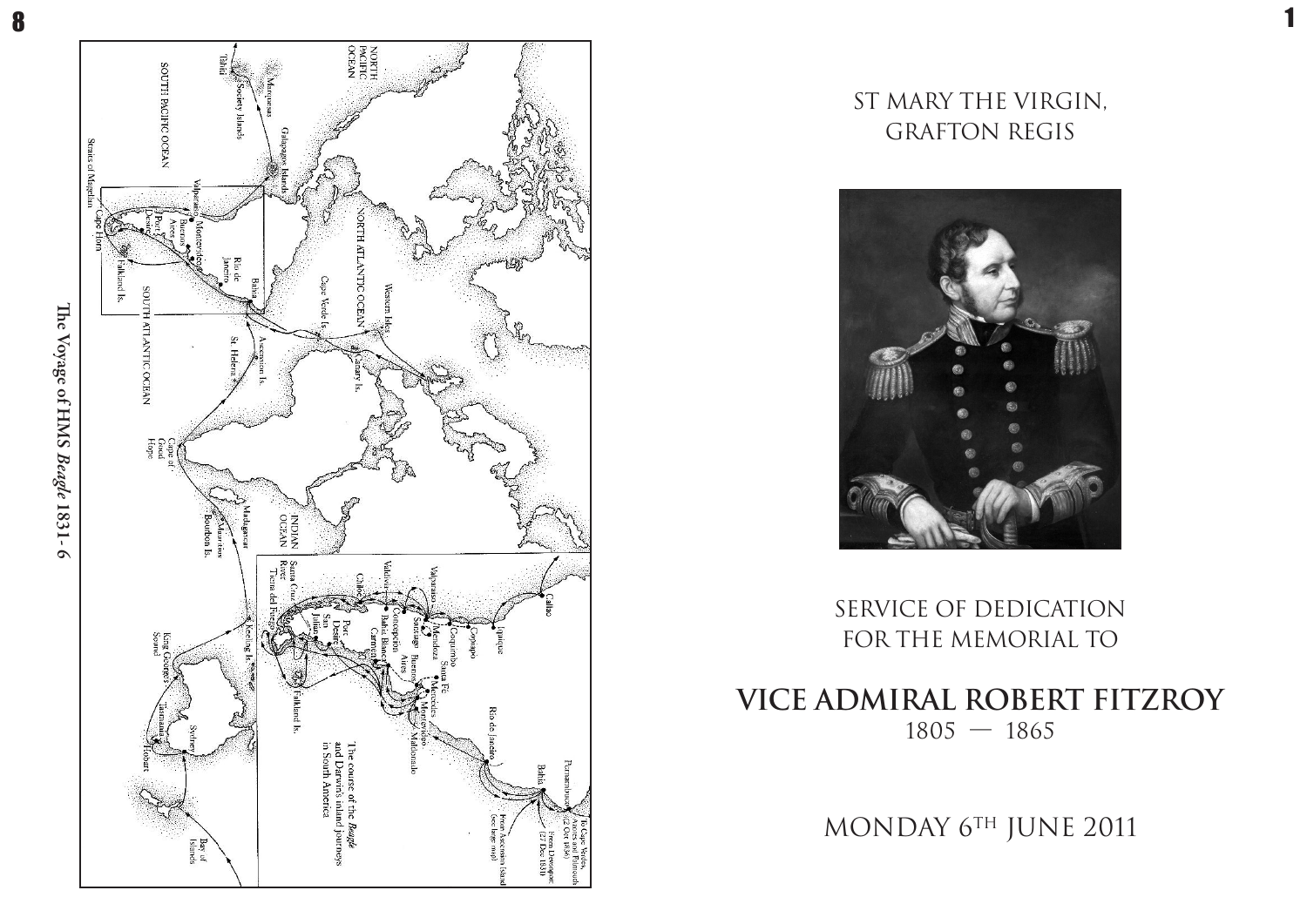The Voyage of HMS *Beagle* 1831-6

# ST MARY THE VIRGIN, GRAFTON REGIS

## SERVICE OF DEDICATION FOR THE MEMORIAL TO

# VICE ADMIRAL ROBERT FITZROY

1805 — 1865

MONDAY 6TH JUNE 2011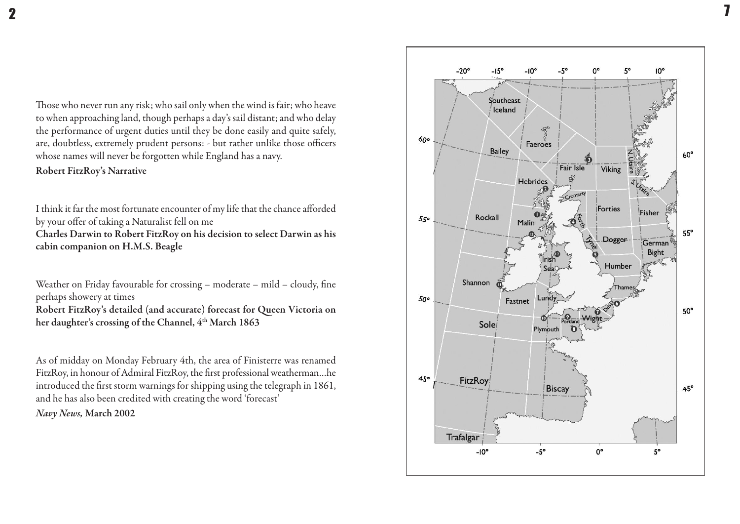Those who never run any risk; who sail only when the wind is fair; who heave to when approaching land, though perhaps a day's sail distant; and who delay the performance of urgent duties until they be done easily and quite safely, are, doubtless, extremely prudent persons: - but rather unlike those officers whose names will never be forgotten while England has a navy.

**Robert FitzRoy's Narrative**

I think it far the most fortunate encounter of my life that the chance afforded by your offer of taking a Naturalist fell on me

**Charles Darwin to Robert FitzRoy on his decision to select Darwin as his cabin companion on H.M.S. Beagle**

Weather on Friday favourable for crossing – moderate – mild – cloudy, fine perhaps showery at times

**Robert FitzRoy's detailed (and accurate) forecast for Queen Victoria on her daughter's crossing of the Channel, 4th March 1863**

As of midday on Monday February 4th, the area of Finisterre was renamed FitzRoy, in honour of Admiral FitzRoy, the first professional weatherman...he introduced the first storm warnings for shipping using the telegraph in 1861, and he has also been credited with creating the word 'forecast'

***Navy News,* March 2002**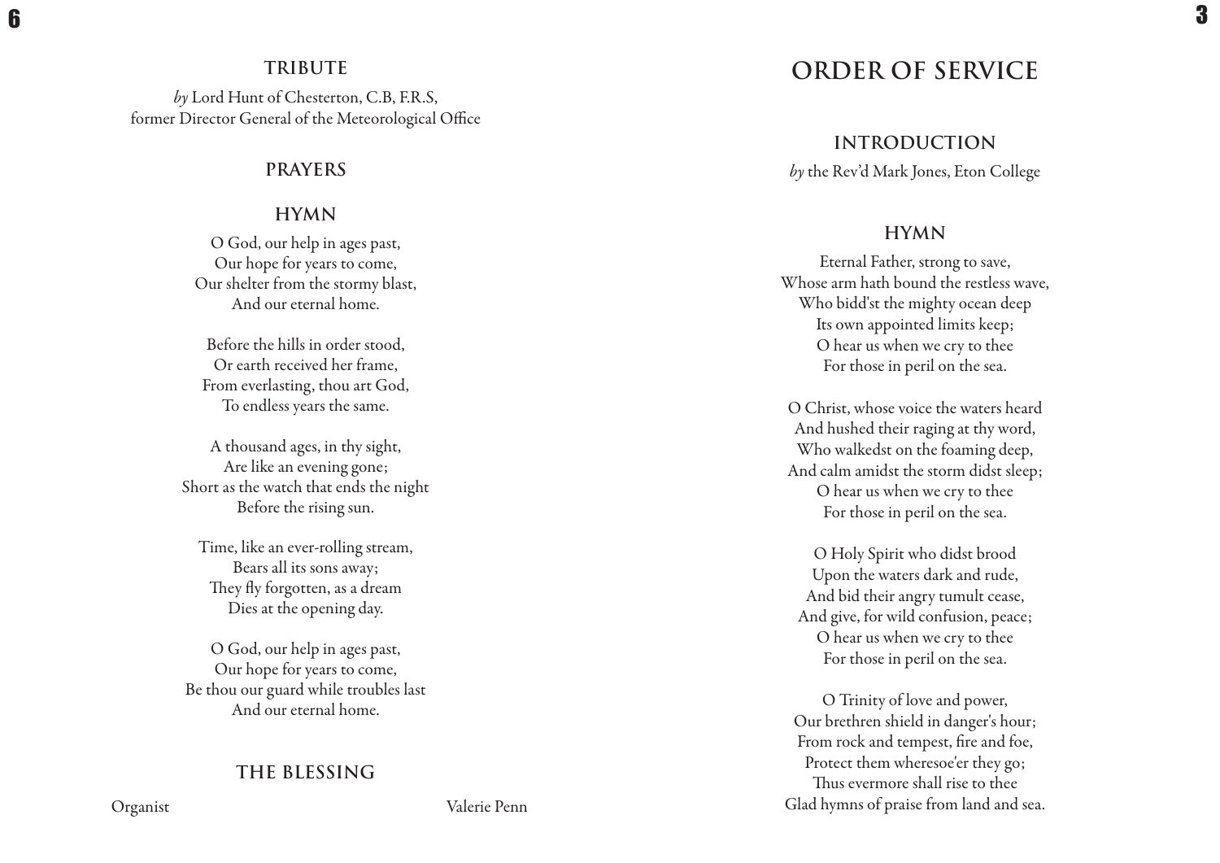## TRIBUTE

*by* Lord Hunt of Chesterton, C.B, F.R.S,
former Director General of the Meteorological Office

## PRAYERS

## HYMN

O God, our help in ages past,
Our hope for years to come,
Our shelter from the stormy blast,
And our eternal home.

Before the hills in order stood,
Or earth received her frame,
From everlasting, thou art God,
To endless years the same.

A thousand ages, in thy sight,
Are like an evening gone;
Short as the watch that ends the night
Before the rising sun.

Time, like an ever-rolling stream,
Bears all its sons away;
They fly forgotten, as a dream
Dies at the opening day.

O God, our help in ages past,
Our hope for years to come,
Be thou our guard while troubles last
And our eternal home.

## THE BLESSING

Organist Valerie Penn

# ORDER OF SERVICE

## INTRODUCTION

*by* the Rev'd Mark Jones, Eton College

## HYMN

Eternal Father, strong to save,
Whose arm hath bound the restless wave,
Who bidd'st the mighty ocean deep
Its own appointed limits keep;
O hear us when we cry to thee
For those in peril on the sea.

O Christ, whose voice the waters heard
And hushed their raging at thy word,
Who walkedst on the foaming deep,
And calm amidst the storm didst sleep;
O hear us when we cry to thee
For those in peril on the sea.

O Holy Spirit who didst brood
Upon the waters dark and rude,
And bid their angry tumult cease,
And give, for wild confusion, peace;
O hear us when we cry to thee
For those in peril on the sea.

O Trinity of love and power,
Our brethren shield in danger's hour;
From rock and tempest, fire and foe,
Protect them wheresoe'er they go;
Thus evermore shall rise to thee
Glad hymns of praise from land and sea.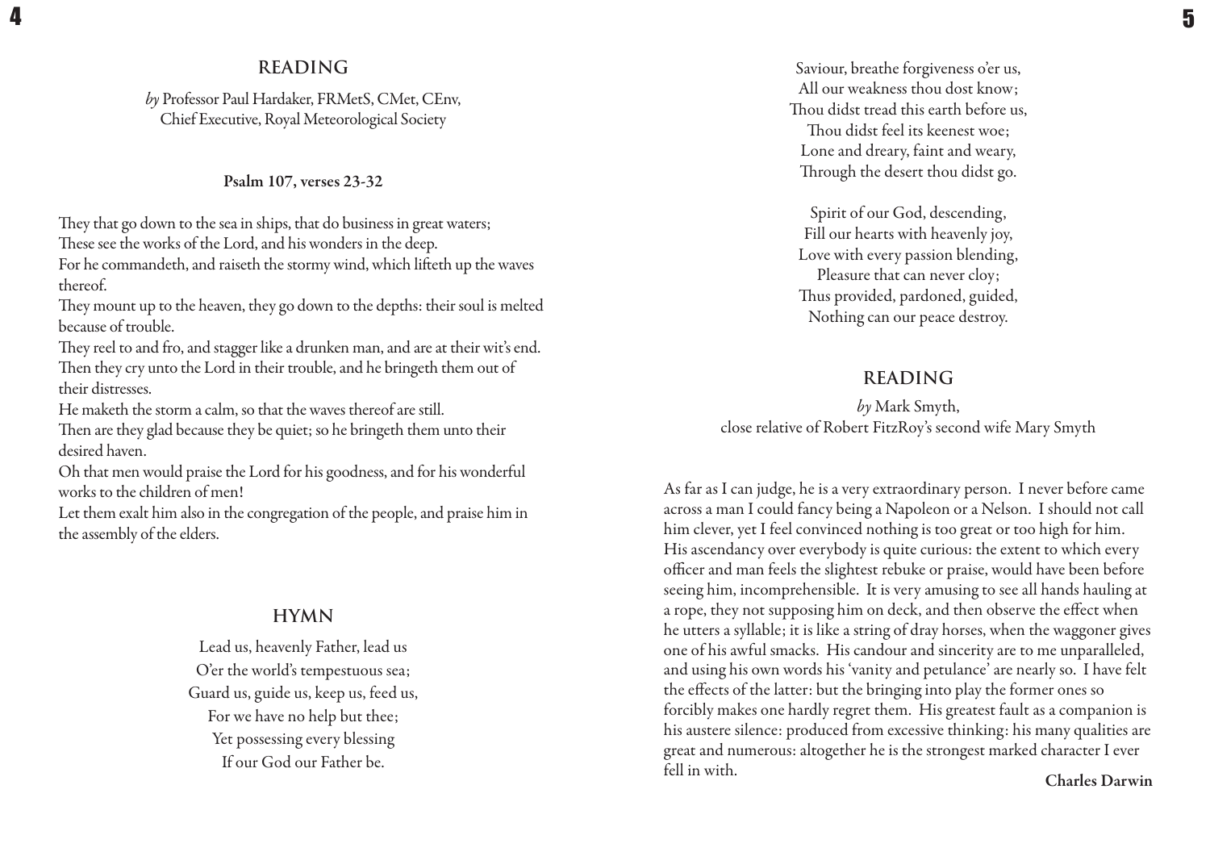## READING

*by* Professor Paul Hardaker, FRMetS, CMet, CEnv,
Chief Executive, Royal Meteorological Society

**Psalm 107, verses 23-32**

They that go down to the sea in ships, that do business in great waters;
These see the works of the Lord, and his wonders in the deep.
For he commandeth, and raiseth the stormy wind, which lifteth up the waves thereof.
They mount up to the heaven, they go down to the depths: their soul is melted because of trouble.
They reel to and fro, and stagger like a drunken man, and are at their wit's end.
Then they cry unto the Lord in their trouble, and he bringeth them out of their distresses.
He maketh the storm a calm, so that the waves thereof are still.
Then are they glad because they be quiet; so he bringeth them unto their desired haven.
Oh that men would praise the Lord for his goodness, and for his wonderful works to the children of men!
Let them exalt him also in the congregation of the people, and praise him in the assembly of the elders.

## HYMN

Lead us, heavenly Father, lead us
O'er the world's tempestuous sea;
Guard us, guide us, keep us, feed us,
For we have no help but thee;
Yet possessing every blessing
If our God our Father be.

Saviour, breathe forgiveness o'er us,
All our weakness thou dost know;
Thou didst tread this earth before us,
Thou didst feel its keenest woe;
Lone and dreary, faint and weary,
Through the desert thou didst go.

Spirit of our God, descending,
Fill our hearts with heavenly joy,
Love with every passion blending,
Pleasure that can never cloy;
Thus provided, pardoned, guided,
Nothing can our peace destroy.

## READING

*by* Mark Smyth,
close relative of Robert FitzRoy's second wife Mary Smyth

As far as I can judge, he is a very extraordinary person. I never before came across a man I could fancy being a Napoleon or a Nelson. I should not call him clever, yet I feel convinced nothing is too great or too high for him. His ascendancy over everybody is quite curious: the extent to which every officer and man feels the slightest rebuke or praise, would have been before seeing him, incomprehensible. It is very amusing to see all hands hauling at a rope, they not supposing him on deck, and then observe the effect when he utters a syllable; it is like a string of dray horses, when the waggoner gives one of his awful smacks. His candour and sincerity are to me unparalleled, and using his own words his 'vanity and petulance' are nearly so. I have felt the effects of the latter: but the bringing into play the former ones so forcibly makes one hardly regret them. His greatest fault as a companion is his austere silence: produced from excessive thinking: his many qualities are great and numerous: altogether he is the strongest marked character I ever fell in with.

**Charles Darwin**